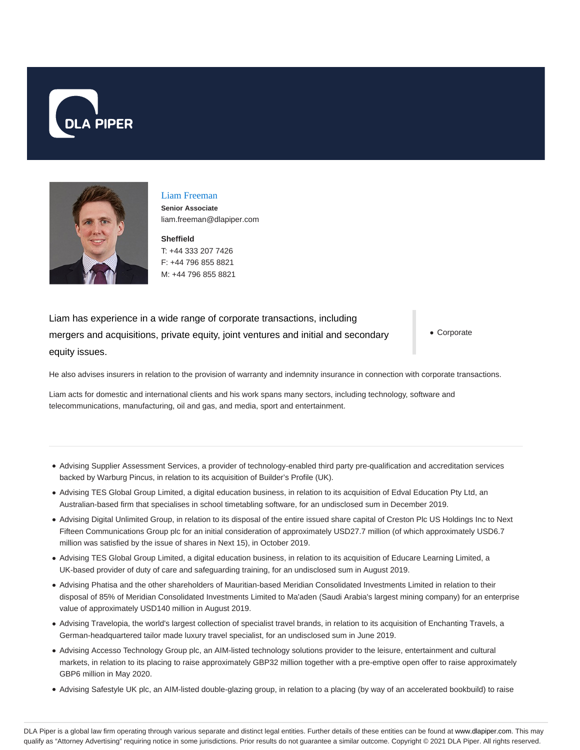DLA PIPER

# Liam Freeman

**Senior Associate**
liam.freeman@dlapiper.com

**Sheffield**
T: +44 333 207 7426
F: +44 796 855 8821
M: +44 796 855 8821

Liam has experience in a wide range of corporate transactions, including mergers and acquisitions, private equity, joint ventures and initial and secondary equity issues.

- Corporate

He also advises insurers in relation to the provision of warranty and indemnity insurance in connection with corporate transactions.

Liam acts for domestic and international clients and his work spans many sectors, including technology, software and telecommunications, manufacturing, oil and gas, and media, sport and entertainment.

- Advising Supplier Assessment Services, a provider of technology-enabled third party pre-qualification and accreditation services backed by Warburg Pincus, in relation to its acquisition of Builder's Profile (UK).
- Advising TES Global Group Limited, a digital education business, in relation to its acquisition of Edval Education Pty Ltd, an Australian-based firm that specialises in school timetabling software, for an undisclosed sum in December 2019.
- Advising Digital Unlimited Group, in relation to its disposal of the entire issued share capital of Creston Plc US Holdings Inc to Next Fifteen Communications Group plc for an initial consideration of approximately USD27.7 million (of which approximately USD6.7 million was satisfied by the issue of shares in Next 15), in October 2019.
- Advising TES Global Group Limited, a digital education business, in relation to its acquisition of Educare Learning Limited, a UK-based provider of duty of care and safeguarding training, for an undisclosed sum in August 2019.
- Advising Phatisa and the other shareholders of Mauritian-based Meridian Consolidated Investments Limited in relation to their disposal of 85% of Meridian Consolidated Investments Limited to Ma'aden (Saudi Arabia's largest mining company) for an enterprise value of approximately USD140 million in August 2019.
- Advising Travelopia, the world's largest collection of specialist travel brands, in relation to its acquisition of Enchanting Travels, a German-headquartered tailor made luxury travel specialist, for an undisclosed sum in June 2019.
- Advising Accesso Technology Group plc, an AIM-listed technology solutions provider to the leisure, entertainment and cultural markets, in relation to its placing to raise approximately GBP32 million together with a pre-emptive open offer to raise approximately GBP6 million in May 2020.
- Advising Safestyle UK plc, an AIM-listed double-glazing group, in relation to a placing (by way of an accelerated bookbuild) to raise

DLA Piper is a global law firm operating through various separate and distinct legal entities. Further details of these entities can be found at www.dlapiper.com. This may qualify as "Attorney Advertising" requiring notice in some jurisdictions. Prior results do not guarantee a similar outcome. Copyright © 2021 DLA Piper. All rights reserved.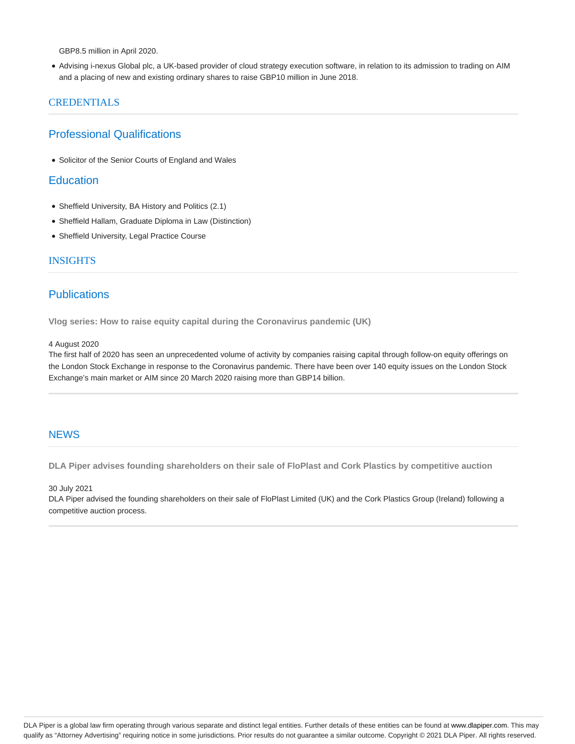GBP8.5 million in April 2020.

- Advising i-nexus Global plc, a UK-based provider of cloud strategy execution software, in relation to its admission to trading on AIM and a placing of new and existing ordinary shares to raise GBP10 million in June 2018.

## CREDENTIALS

### Professional Qualifications

- Solicitor of the Senior Courts of England and Wales

### Education

- Sheffield University, BA History and Politics (2.1)
- Sheffield Hallam, Graduate Diploma in Law (Distinction)
- Sheffield University, Legal Practice Course

## INSIGHTS

### Publications

**Vlog series: How to raise equity capital during the Coronavirus pandemic (UK)**

4 August 2020
The first half of 2020 has seen an unprecedented volume of activity by companies raising capital through follow-on equity offerings on the London Stock Exchange in response to the Coronavirus pandemic. There have been over 140 equity issues on the London Stock Exchange's main market or AIM since 20 March 2020 raising more than GBP14 billion.

## NEWS

**DLA Piper advises founding shareholders on their sale of FloPlast and Cork Plastics by competitive auction**

30 July 2021
DLA Piper advised the founding shareholders on their sale of FloPlast Limited (UK) and the Cork Plastics Group (Ireland) following a competitive auction process.

DLA Piper is a global law firm operating through various separate and distinct legal entities. Further details of these entities can be found at www.dlapiper.com. This may qualify as "Attorney Advertising" requiring notice in some jurisdictions. Prior results do not guarantee a similar outcome. Copyright © 2021 DLA Piper. All rights reserved.